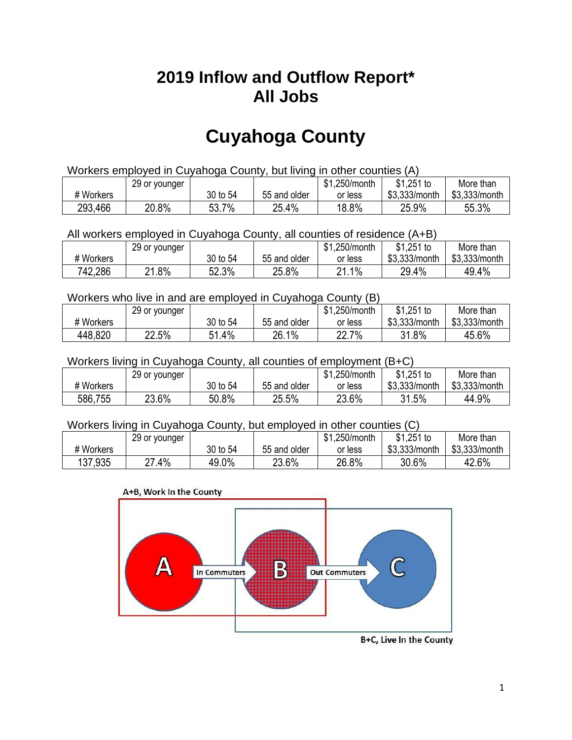# 2019 Inflow and Outflow Report* All Jobs

# Cuyahoga County

Workers employed in Cuyahoga County, but living in other counties (A)

| # Workers | 29 or younger | 30 to 54 | 55 and older | $1,250/month or less | $1,251 to $3,333/month | More than $3,333/month |
|---|---|---|---|---|---|---|
| 293,466 | 20.8% | 53.7% | 25.4% | 18.8% | 25.9% | 55.3% |

All workers employed in Cuyahoga County, all counties of residence (A+B)

| # Workers | 29 or younger | 30 to 54 | 55 and older | $1,250/month or less | $1,251 to $3,333/month | More than $3,333/month |
|---|---|---|---|---|---|---|
| 742,286 | 21.8% | 52.3% | 25.8% | 21.1% | 29.4% | 49.4% |

Workers who live in and are employed in Cuyahoga County (B)

| # Workers | 29 or younger | 30 to 54 | 55 and older | $1,250/month or less | $1,251 to $3,333/month | More than $3,333/month |
|---|---|---|---|---|---|---|
| 448,820 | 22.5% | 51.4% | 26.1% | 22.7% | 31.8% | 45.6% |

Workers living in Cuyahoga County, all counties of employment (B+C)

| # Workers | 29 or younger | 30 to 54 | 55 and older | $1,250/month or less | $1,251 to $3,333/month | More than $3,333/month |
|---|---|---|---|---|---|---|
| 586,755 | 23.6% | 50.8% | 25.5% | 23.6% | 31.5% | 44.9% |

Workers living in Cuyahoga County, but employed in other counties (C)

| # Workers | 29 or younger | 30 to 54 | 55 and older | $1,250/month or less | $1,251 to $3,333/month | More than $3,333/month |
|---|---|---|---|---|---|---|
| 137,935 | 27.4% | 49.0% | 23.6% | 26.8% | 30.6% | 42.6% |

A+B, Work In the County

A — In Commuters → B — Out Commuters → C

B+C, Live In the County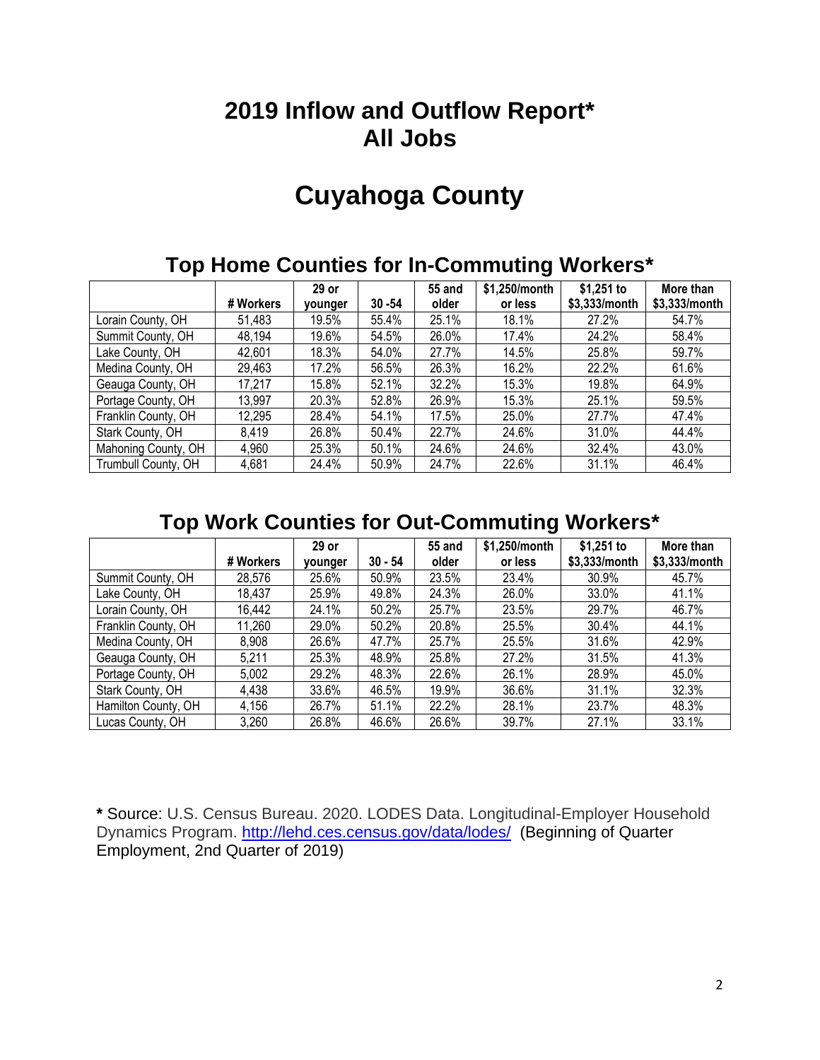# 2019 Inflow and Outflow Report*
# All Jobs

# Cuyahoga County

## Top Home Counties for In-Commuting Workers*

| | # Workers | 29 or younger | 30 -54 | 55 and older | $1,250/month or less | $1,251 to $3,333/month | More than $3,333/month |
|---|---|---|---|---|---|---|---|
| Lorain County, OH | 51,483 | 19.5% | 55.4% | 25.1% | 18.1% | 27.2% | 54.7% |
| Summit County, OH | 48,194 | 19.6% | 54.5% | 26.0% | 17.4% | 24.2% | 58.4% |
| Lake County, OH | 42,601 | 18.3% | 54.0% | 27.7% | 14.5% | 25.8% | 59.7% |
| Medina County, OH | 29,463 | 17.2% | 56.5% | 26.3% | 16.2% | 22.2% | 61.6% |
| Geauga County, OH | 17,217 | 15.8% | 52.1% | 32.2% | 15.3% | 19.8% | 64.9% |
| Portage County, OH | 13,997 | 20.3% | 52.8% | 26.9% | 15.3% | 25.1% | 59.5% |
| Franklin County, OH | 12,295 | 28.4% | 54.1% | 17.5% | 25.0% | 27.7% | 47.4% |
| Stark County, OH | 8,419 | 26.8% | 50.4% | 22.7% | 24.6% | 31.0% | 44.4% |
| Mahoning County, OH | 4,960 | 25.3% | 50.1% | 24.6% | 24.6% | 32.4% | 43.0% |
| Trumbull County, OH | 4,681 | 24.4% | 50.9% | 24.7% | 22.6% | 31.1% | 46.4% |

## Top Work Counties for Out-Commuting Workers*

| | # Workers | 29 or younger | 30 - 54 | 55 and older | $1,250/month or less | $1,251 to $3,333/month | More than $3,333/month |
|---|---|---|---|---|---|---|---|
| Summit County, OH | 28,576 | 25.6% | 50.9% | 23.5% | 23.4% | 30.9% | 45.7% |
| Lake County, OH | 18,437 | 25.9% | 49.8% | 24.3% | 26.0% | 33.0% | 41.1% |
| Lorain County, OH | 16,442 | 24.1% | 50.2% | 25.7% | 23.5% | 29.7% | 46.7% |
| Franklin County, OH | 11,260 | 29.0% | 50.2% | 20.8% | 25.5% | 30.4% | 44.1% |
| Medina County, OH | 8,908 | 26.6% | 47.7% | 25.7% | 25.5% | 31.6% | 42.9% |
| Geauga County, OH | 5,211 | 25.3% | 48.9% | 25.8% | 27.2% | 31.5% | 41.3% |
| Portage County, OH | 5,002 | 29.2% | 48.3% | 22.6% | 26.1% | 28.9% | 45.0% |
| Stark County, OH | 4,438 | 33.6% | 46.5% | 19.9% | 36.6% | 31.1% | 32.3% |
| Hamilton County, OH | 4,156 | 26.7% | 51.1% | 22.2% | 28.1% | 23.7% | 48.3% |
| Lucas County, OH | 3,260 | 26.8% | 46.6% | 26.6% | 39.7% | 27.1% | 33.1% |

**\*** Source: U.S. Census Bureau. 2020. LODES Data. Longitudinal-Employer Household Dynamics Program. http://lehd.ces.census.gov/data/lodes/ (Beginning of Quarter Employment, 2nd Quarter of 2019)